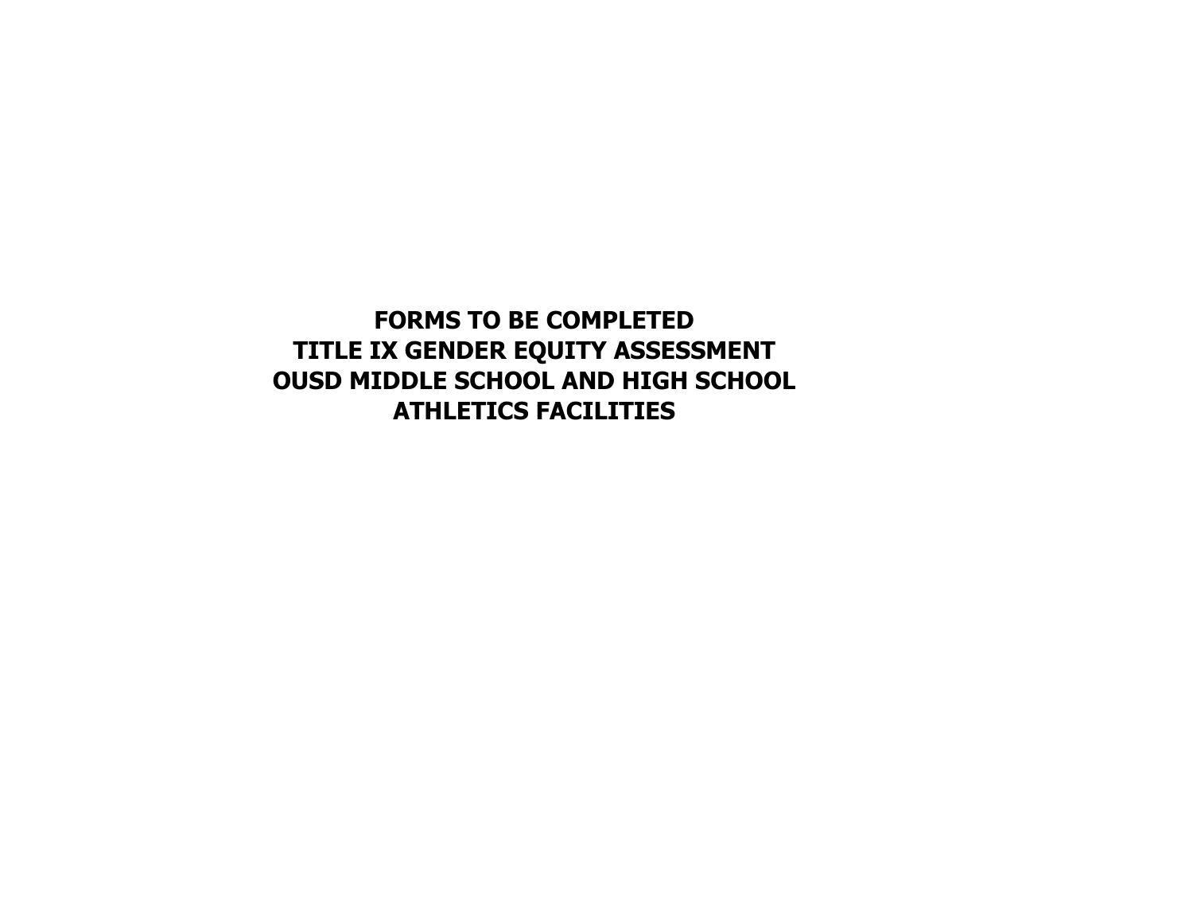# FORMS TO BE COMPLETED
# TITLE IX GENDER EQUITY ASSESSMENT
# OUSD MIDDLE SCHOOL AND HIGH SCHOOL
# ATHLETICS FACILITIES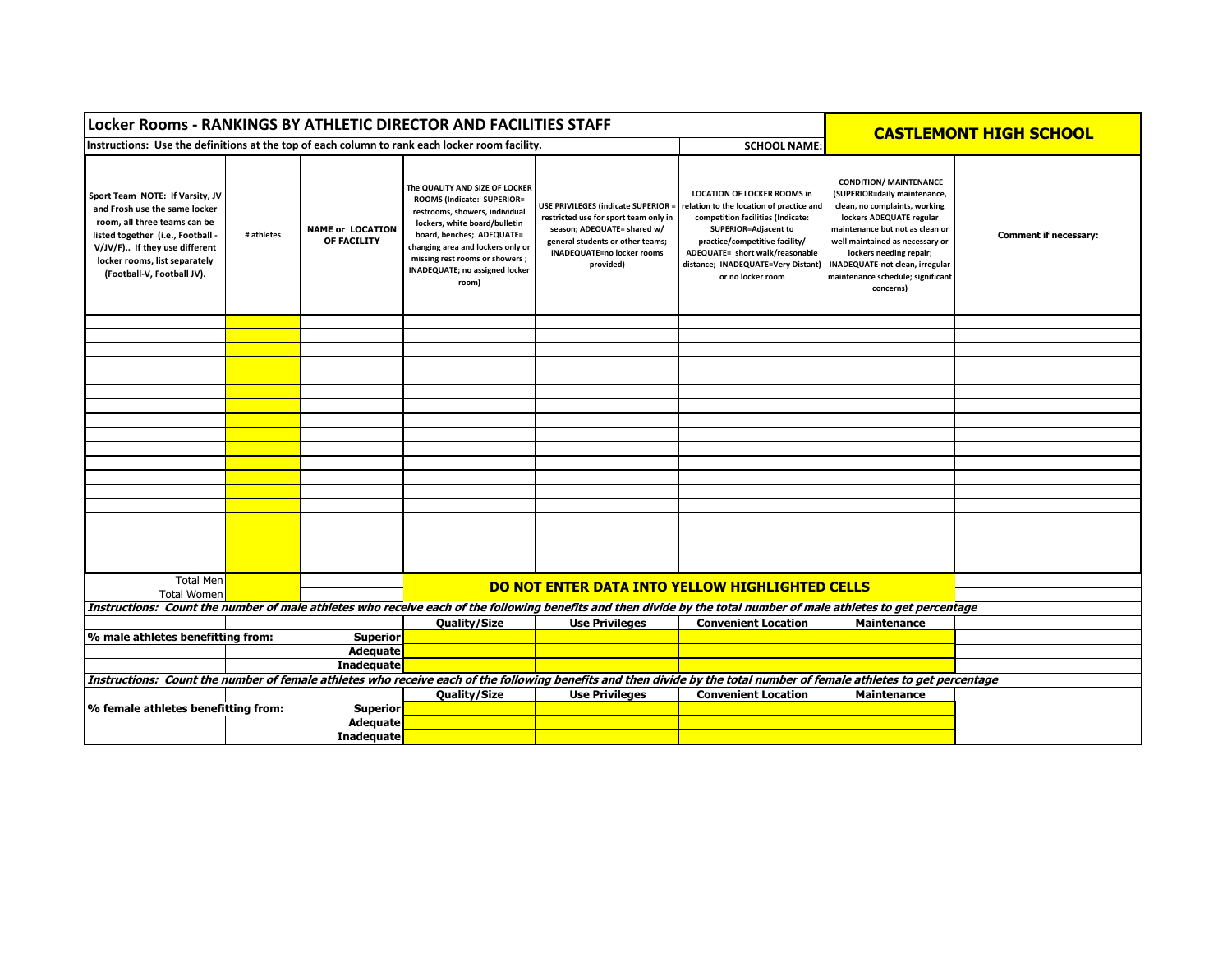# Locker Rooms - RANKINGS BY ATHLETIC DIRECTOR AND FACILITIES STAFF

**SCHOOL NAME:** **CASTLEMONT HIGH SCHOOL**

Instructions: Use the definitions at the top of each column to rank each locker room facility.

| Sport Team NOTE: If Varsity, JV and Frosh use the same locker room, all three teams can be listed together (i.e., Football - V/JV/F).. If they use different locker rooms, list separately (Football-V, Football JV). | # athletes | NAME or LOCATION OF FACILITY | The QUALITY AND SIZE OF LOCKER ROOMS (Indicate: SUPERIOR= restrooms, showers, individual lockers, white board/bulletin board, benches; ADEQUATE= changing area and lockers only or missing rest rooms or showers ; INADEQUATE; no assigned locker room) | USE PRIVILEGES (indicate SUPERIOR = restricted use for sport team only in season; ADEQUATE= shared w/ general students or other teams; INADEQUATE=no locker rooms provided) | LOCATION OF LOCKER ROOMS in relation to the location of practice and competition facilities (Indicate: SUPERIOR=Adjacent to practice/competitive facility/ ADEQUATE= short walk/reasonable distance; INADEQUATE=Very Distant) or no locker room | CONDITION/ MAINTENANCE (SUPERIOR=daily maintenance, clean, no complaints, working lockers ADEQUATE regular maintenance but not as clean or well maintained as necessary or lockers needing repair; INADEQUATE-not clean, irregular maintenance schedule; significant concerns) | Comment if necessary: |
|---|---|---|---|---|---|---|---|
| | | | | | | | |
| | | | | | | | |
| | | | | | | | |
| | | | | | | | |
| | | | | | | | |
| | | | | | | | |
| | | | | | | | |
| | | | | | | | |
| | | | | | | | |
| | | | | | | | |
| | | | | | | | |
| | | | | | | | |
| | | | | | | | |
| | | | | | | | |
| | | | | | | | |
| | | | | | | | |
| | | | | | | | |
| | | | | | | | |
| Total Men | | | **DO NOT ENTER DATA INTO YELLOW HIGHLIGHTED CELLS** | | | | |
| Total Women | | | | | | | |

*Instructions: Count the number of male athletes who receive each of the following benefits and then divide by the total number of male athletes to get percentage*

| | | | Quality/Size | Use Privileges | Convenient Location | Maintenance | |
|---|---|---|---|---|---|---|---|
| **% male athletes benefitting from:** | | **Superior** | | | | | |
| | | **Adequate** | | | | | |
| | | **Inadequate** | | | | | |

*Instructions: Count the number of female athletes who receive each of the following benefits and then divide by the total number of female athletes to get percentage*

| | | | Quality/Size | Use Privileges | Convenient Location | Maintenance | |
|---|---|---|---|---|---|---|---|
| **% female athletes benefitting from:** | | **Superior** | | | | | |
| | | **Adequate** | | | | | |
| | | **Inadequate** | | | | | |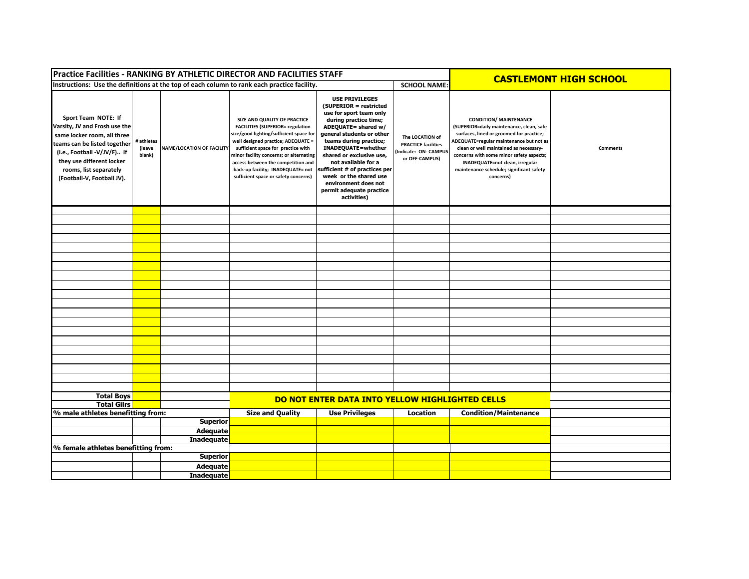| Practice Facilities - RANKING BY ATHLETIC DIRECTOR AND FACILITIES STAFF | | | | | | CASTLEMONT HIGH SCHOOL | |
|---|---|---|---|---|---|---|---|
| Instructions: Use the definitions at the top of each column to rank each practice facility. | | | | | SCHOOL NAME: | | |
| Sport Team NOTE: If Varsity, JV and Frosh use the same locker room, all three teams can be listed together (i.e., Football -V/JV/F).. If they use different locker rooms, list separately (Football-V, Football JV). | # athletes (leave blank) | NAME/LOCATION OF FACILITY | SIZE AND QUALITY OF PRACTICE FACILITIES (SUPERIOR= regulation size/good lighting/sufficient space for well designed practice; ADEQUATE = sufficient space for practice with minor facility concerns; or alternating access between the competition and back-up facility; INADEQUATE= not sufficient space or safety concerns) | USE PRIVILEGES (SUPERIOR = restricted use for sport team only during practice time; ADEQUATE= shared w/ general students or other teams during practice; INADEQUATE=whether shared or exclusive use, not available for a sufficient # of practices per week or the shared use environment does not permit adequate practice activities) | The LOCATION of PRACTICE facilities (Indicate: ON- CAMPUS or OFF-CAMPUS) | CONDITION/ MAINTENANCE (SUPERIOR=daily maintenance, clean, safe surfaces, lined or groomed for practice; ADEQUATE=regular maintenance but not as clean or well maintained as necessary-concerns with some minor safety aspects; INADEQUATE=not clean, irregular maintenance schedule; significant safety concerns) | Comments |
| | | | | | | | |
| | | | | | | | |
| | | | | | | | |
| | | | | | | | |
| | | | | | | | |
| | | | | | | | |
| | | | | | | | |
| | | | | | | | |
| | | | | | | | |
| | | | | | | | |
| | | | | | | | |
| | | | | | | | |
| | | | | | | | |
| | | | | | | | |
| | | | | | | | |
| | | | | | | | |
| | | | | | | | |
| | | | | | | | |
| | | | | | | | |
| | | | | | | | |
| Total Boys | | | DO NOT ENTER DATA INTO YELLOW HIGHLIGHTED CELLS | | | | |
| Total Gilrs | | | | | | | |
| % male athletes benefitting from: | | | Size and Quality | Use Privileges | Location | Condition/Maintenance | |
| | | Superior | | | | | |
| | | Adequate | | | | | |
| | | Inadequate | | | | | |
| % female athletes benefitting from: | | | | | | | |
| | | Superior | | | | | |
| | | Adequate | | | | | |
| | | Inadequate | | | | | |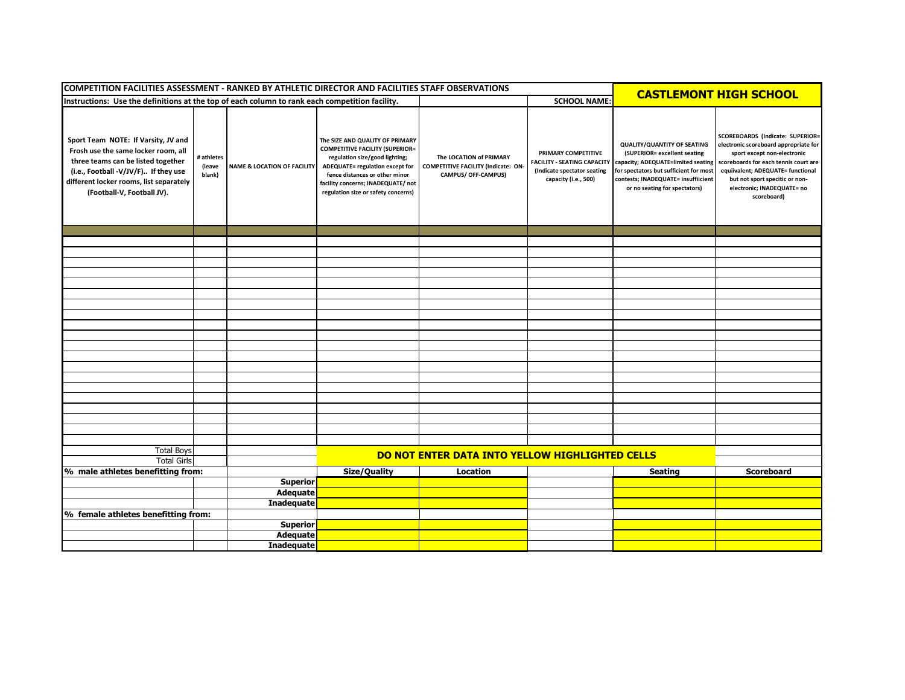| COMPETITION FACILITIES ASSESSMENT - RANKED BY ATHLETIC DIRECTOR AND FACILITIES STAFF OBSERVATIONS | | | | | | CASTLEMONT HIGH SCHOOL | |
|---|---|---|---|---|---|---|---|
| Instructions: Use the definitions at the top of each column to rank each competition facility. | | | | | SCHOOL NAME: | | |
| Sport Team NOTE: If Varsity, JV and Frosh use the same locker room, all three teams can be listed together (i.e., Football -V/JV/F).. If they use different locker rooms, list separately (Football-V, Football JV). | # athletes (leave blank) | NAME & LOCATION OF FACILITY | The SIZE AND QUALITY OF PRIMARY COMPETITIVE FACILITY (SUPERIOR= regulation size/good lighting; ADEQUATE= regulation except for fence distances or other minor facility concerns; INADEQUATE/ not regulation size or safety concerns) | The LOCATION of PRIMARY COMPETITIVE FACILITY (Indicate: ON-CAMPUS/ OFF-CAMPUS) | PRIMARY COMPETITIVE FACILITY - SEATING CAPACITY (Indicate spectator seating capacity (i.e., 500) | QUALITY/QUANTITY OF SEATING (SUPERIOR= excellent seating capacity; ADEQUATE=limited seating for spectators but sufficient for most contests; INADEQUATE= insuffiicient or no seating for spectators) | SCOREBOARDS (Indicate: SUPERIOR= electronic scoreboard appropriate for sport except non-electronic scoreboards for each tennis court are equiivalent; ADEQUATE= functional but not sport specitic or non-electronic; INADEQUATE= no scoreboard) |
| | | | | | | | |
| | | | | | | | |
| | | | | | | | |
| | | | | | | | |
| | | | | | | | |
| | | | | | | | |
| | | | | | | | |
| | | | | | | | |
| | | | | | | | |
| | | | | | | | |
| | | | | | | | |
| | | | | | | | |
| | | | | | | | |
| | | | | | | | |
| | | | | | | | |
| | | | | | | | |
| | | | | | | | |
| | | | | | | | |
| | | | | | | | |
| | | | | | | | |
| | | | | | | | |
| Total Boys | | | DO NOT ENTER DATA INTO YELLOW HIGHLIGHTED CELLS | | | | |
| Total Girls | | | | | | | |
| % male athletes benefitting from: | | | Size/Quality | Location | | Seating | Scoreboard |
| | | Superior | | | | | |
| | | Adequate | | | | | |
| | | Inadequate | | | | | |
| % female athletes benefitting from: | | | | | | | |
| | | Superior | | | | | |
| | | Adequate | | | | | |
| | | Inadequate | | | | | |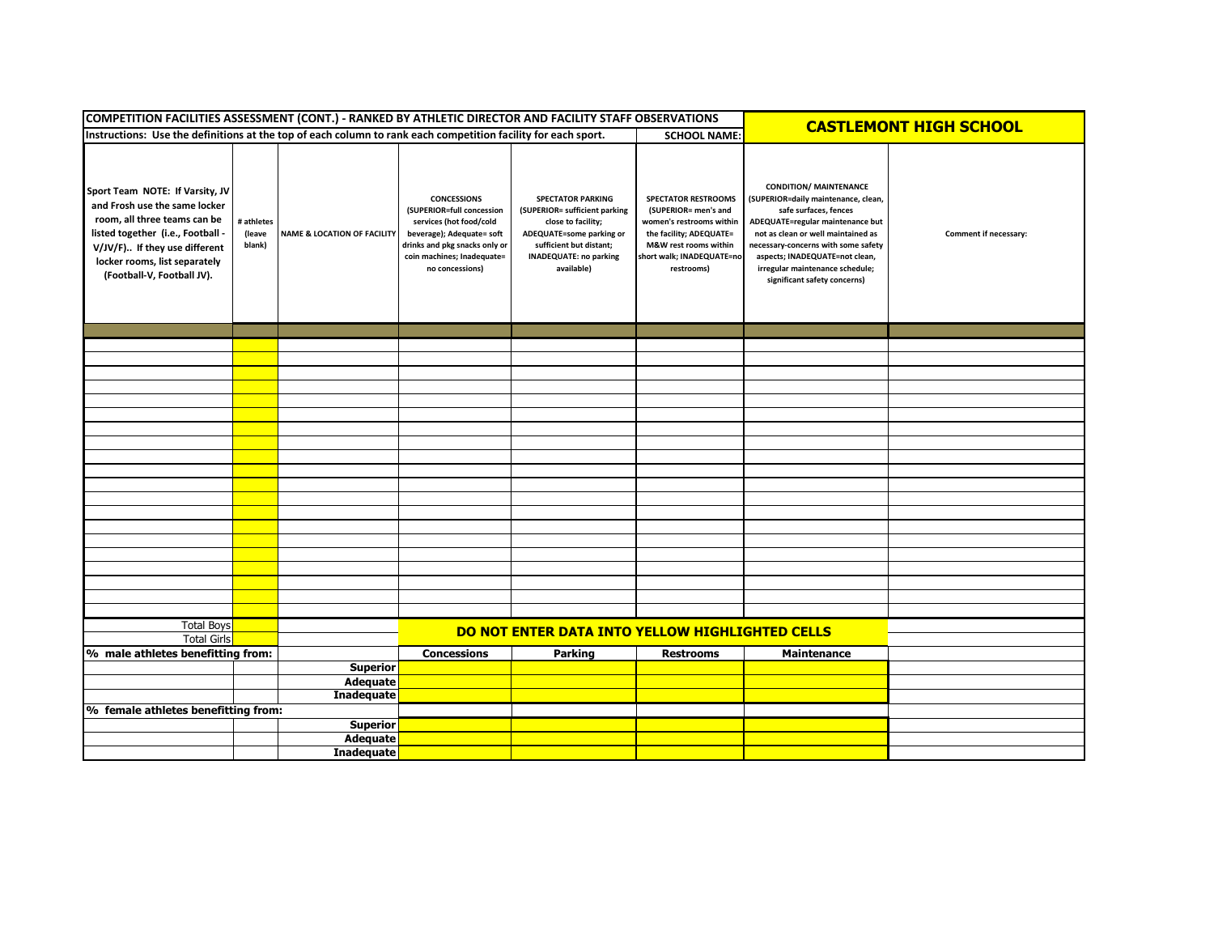| COMPETITION FACILITIES ASSESSMENT (CONT.) - RANKED BY ATHLETIC DIRECTOR AND FACILITY STAFF OBSERVATIONS | | | | | | | CASTLEMONT HIGH SCHOOL |
|---|---|---|---|---|---|---|---|
| Instructions: Use the definitions at the top of each column to rank each competition facility for each sport. | | | | | SCHOOL NAME: | | |
| Sport Team NOTE: If Varsity, JV and Frosh use the same locker room, all three teams can be listed together (i.e., Football - V/JV/F).. If they use different locker rooms, list separately (Football-V, Football JV). | # athletes (leave blank) | NAME & LOCATION OF FACILITY | CONCESSIONS (SUPERIOR=full concession services (hot food/cold beverage); Adequate= soft drinks and pkg snacks only or coin machines; Inadequate= no concessions) | SPECTATOR PARKING (SUPERIOR= sufficient parking close to facility; ADEQUATE=some parking or sufficient but distant; INADEQUATE: no parking available) | SPECTATOR RESTROOMS (SUPERIOR= men's and women's restrooms within the facility; ADEQUATE= M&W rest rooms within short walk; INADEQUATE=no restrooms) | CONDITION/ MAINTENANCE (SUPERIOR=daily maintenance, clean, safe surfaces, fences ADEQUATE=regular maintenance but not as clean or well maintained as necessary-concerns with some safety aspects; INADEQUATE=not clean, irregular maintenance schedule; significant safety concerns) | Comment if necessary: |
| | | | | | | | |
| | | | | | | | |
| | | | | | | | |
| | | | | | | | |
| | | | | | | | |
| | | | | | | | |
| | | | | | | | |
| | | | | | | | |
| | | | | | | | |
| | | | | | | | |
| | | | | | | | |
| | | | | | | | |
| | | | | | | | |
| | | | | | | | |
| | | | | | | | |
| | | | | | | | |
| | | | | | | | |
| | | | | | | | |
| | | | | | | | |
| | | | | | | | |
| | | | | | | | |
| Total Boys | | | DO NOT ENTER DATA INTO YELLOW HIGHLIGHTED CELLS | | | | |
| Total Girls | | | | | | | |
| **% male athletes benefitting from:** | | | **Concessions** | **Parking** | **Restrooms** | **Maintenance** | |
| | | **Superior** | | | | | |
| | | **Adequate** | | | | | |
| | | **Inadequate** | | | | | |
| **% female athletes benefitting from:** | | | | | | | |
| | | **Superior** | | | | | |
| | | **Adequate** | | | | | |
| | | **Inadequate** | | | | | |